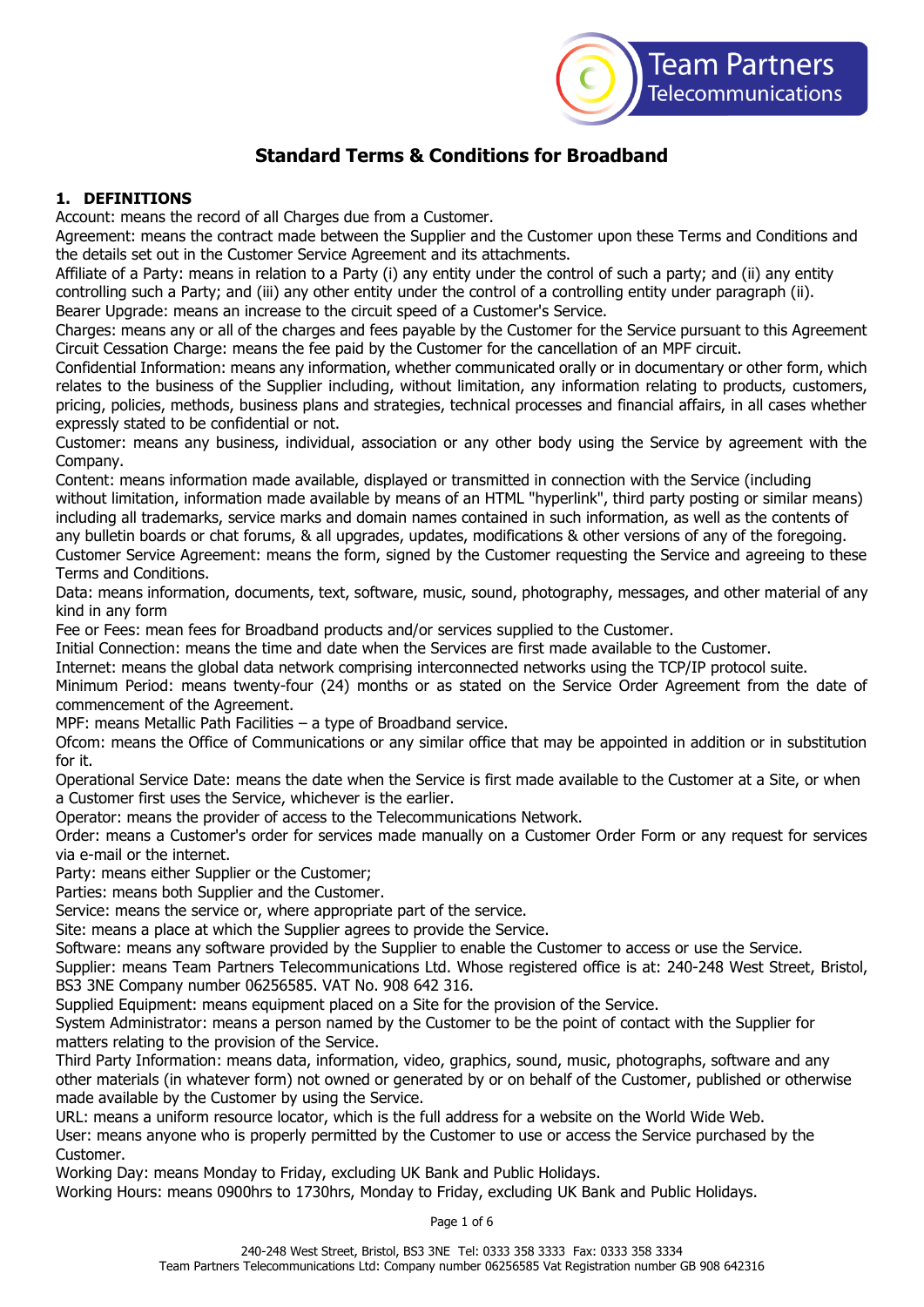# Standard Terms & Conditions for Broadband

## 1. DEFINITIONS

Account: means the record of all Charges due from a Customer.

Agreement: means the contract made between the Supplier and the Customer upon these Terms and Conditions and the details set out in the Customer Service Agreement and its attachments.

Affiliate of a Party: means in relation to a Party (i) any entity under the control of such a party; and (ii) any entity controlling such a Party; and (iii) any other entity under the control of a controlling entity under paragraph (ii).

Bearer Upgrade: means an increase to the circuit speed of a Customer's Service.

Charges: means any or all of the charges and fees payable by the Customer for the Service pursuant to this Agreement

Circuit Cessation Charge: means the fee paid by the Customer for the cancellation of an MPF circuit.

Confidential Information: means any information, whether communicated orally or in documentary or other form, which relates to the business of the Supplier including, without limitation, any information relating to products, customers, pricing, policies, methods, business plans and strategies, technical processes and financial affairs, in all cases whether expressly stated to be confidential or not.

Customer: means any business, individual, association or any other body using the Service by agreement with the Company.

Content: means information made available, displayed or transmitted in connection with the Service (including without limitation, information made available by means of an HTML "hyperlink", third party posting or similar means) including all trademarks, service marks and domain names contained in such information, as well as the contents of any bulletin boards or chat forums, & all upgrades, updates, modifications & other versions of any of the foregoing.

Customer Service Agreement: means the form, signed by the Customer requesting the Service and agreeing to these Terms and Conditions.

Data: means information, documents, text, software, music, sound, photography, messages, and other material of any kind in any form

Fee or Fees: mean fees for Broadband products and/or services supplied to the Customer.

Initial Connection: means the time and date when the Services are first made available to the Customer.

Internet: means the global data network comprising interconnected networks using the TCP/IP protocol suite.

Minimum Period: means twenty-four (24) months or as stated on the Service Order Agreement from the date of commencement of the Agreement.

MPF: means Metallic Path Facilities – a type of Broadband service.

Ofcom: means the Office of Communications or any similar office that may be appointed in addition or in substitution for it.

Operational Service Date: means the date when the Service is first made available to the Customer at a Site, or when a Customer first uses the Service, whichever is the earlier.

Operator: means the provider of access to the Telecommunications Network.

Order: means a Customer's order for services made manually on a Customer Order Form or any request for services via e-mail or the internet.

Party: means either Supplier or the Customer;

Parties: means both Supplier and the Customer.

Service: means the service or, where appropriate part of the service.

Site: means a place at which the Supplier agrees to provide the Service.

Software: means any software provided by the Supplier to enable the Customer to access or use the Service.

Supplier: means Team Partners Telecommunications Ltd. Whose registered office is at: 240-248 West Street, Bristol, BS3 3NE Company number 06256585. VAT No. 908 642 316.

Supplied Equipment: means equipment placed on a Site for the provision of the Service.

System Administrator: means a person named by the Customer to be the point of contact with the Supplier for matters relating to the provision of the Service.

Third Party Information: means data, information, video, graphics, sound, music, photographs, software and any other materials (in whatever form) not owned or generated by or on behalf of the Customer, published or otherwise made available by the Customer by using the Service.

URL: means a uniform resource locator, which is the full address for a website on the World Wide Web.

User: means anyone who is properly permitted by the Customer to use or access the Service purchased by the Customer.

Working Day: means Monday to Friday, excluding UK Bank and Public Holidays.

Working Hours: means 0900hrs to 1730hrs, Monday to Friday, excluding UK Bank and Public Holidays.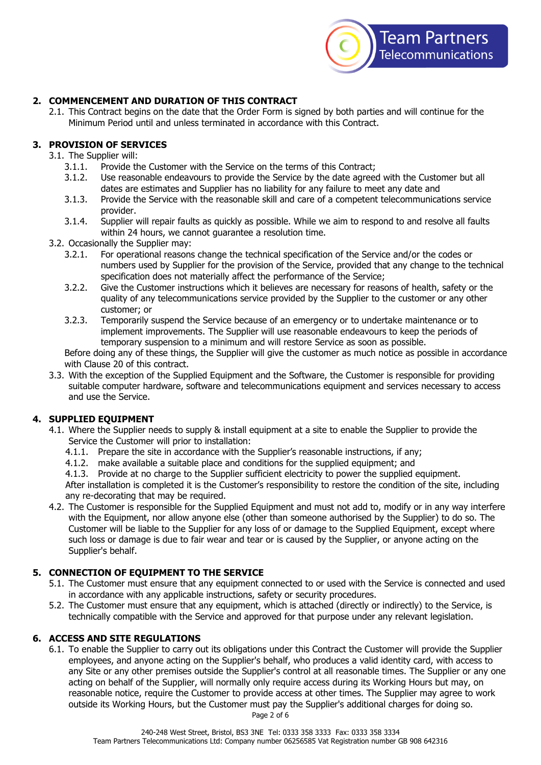## 2. COMMENCEMENT AND DURATION OF THIS CONTRACT

2.1. This Contract begins on the date that the Order Form is signed by both parties and will continue for the Minimum Period until and unless terminated in accordance with this Contract.

## 3. PROVISION OF SERVICES

3.1. The Supplier will:

- 3.1.1. Provide the Customer with the Service on the terms of this Contract;
- 3.1.2. Use reasonable endeavours to provide the Service by the date agreed with the Customer but all dates are estimates and Supplier has no liability for any failure to meet any date and
- 3.1.3. Provide the Service with the reasonable skill and care of a competent telecommunications service provider.
- 3.1.4. Supplier will repair faults as quickly as possible. While we aim to respond to and resolve all faults within 24 hours, we cannot guarantee a resolution time.

3.2. Occasionally the Supplier may:

- 3.2.1. For operational reasons change the technical specification of the Service and/or the codes or numbers used by Supplier for the provision of the Service, provided that any change to the technical specification does not materially affect the performance of the Service;
- 3.2.2. Give the Customer instructions which it believes are necessary for reasons of health, safety or the quality of any telecommunications service provided by the Supplier to the customer or any other customer; or
- 3.2.3. Temporarily suspend the Service because of an emergency or to undertake maintenance or to implement improvements. The Supplier will use reasonable endeavours to keep the periods of temporary suspension to a minimum and will restore Service as soon as possible.

Before doing any of these things, the Supplier will give the customer as much notice as possible in accordance with Clause 20 of this contract.

3.3. With the exception of the Supplied Equipment and the Software, the Customer is responsible for providing suitable computer hardware, software and telecommunications equipment and services necessary to access and use the Service.

## 4. SUPPLIED EQUIPMENT

4.1. Where the Supplier needs to supply & install equipment at a site to enable the Supplier to provide the Service the Customer will prior to installation:

- 4.1.1. Prepare the site in accordance with the Supplier's reasonable instructions, if any;
- 4.1.2. make available a suitable place and conditions for the supplied equipment; and
- 4.1.3. Provide at no charge to the Supplier sufficient electricity to power the supplied equipment.

After installation is completed it is the Customer's responsibility to restore the condition of the site, including any re-decorating that may be required.

4.2. The Customer is responsible for the Supplied Equipment and must not add to, modify or in any way interfere with the Equipment, nor allow anyone else (other than someone authorised by the Supplier) to do so. The Customer will be liable to the Supplier for any loss of or damage to the Supplied Equipment, except where such loss or damage is due to fair wear and tear or is caused by the Supplier, or anyone acting on the Supplier's behalf.

## 5. CONNECTION OF EQUIPMENT TO THE SERVICE

5.1. The Customer must ensure that any equipment connected to or used with the Service is connected and used in accordance with any applicable instructions, safety or security procedures.

5.2. The Customer must ensure that any equipment, which is attached (directly or indirectly) to the Service, is technically compatible with the Service and approved for that purpose under any relevant legislation.

## 6. ACCESS AND SITE REGULATIONS

6.1. To enable the Supplier to carry out its obligations under this Contract the Customer will provide the Supplier employees, and anyone acting on the Supplier's behalf, who produces a valid identity card, with access to any Site or any other premises outside the Supplier's control at all reasonable times. The Supplier or any one acting on behalf of the Supplier, will normally only require access during its Working Hours but may, on reasonable notice, require the Customer to provide access at other times. The Supplier may agree to work outside its Working Hours, but the Customer must pay the Supplier's additional charges for doing so.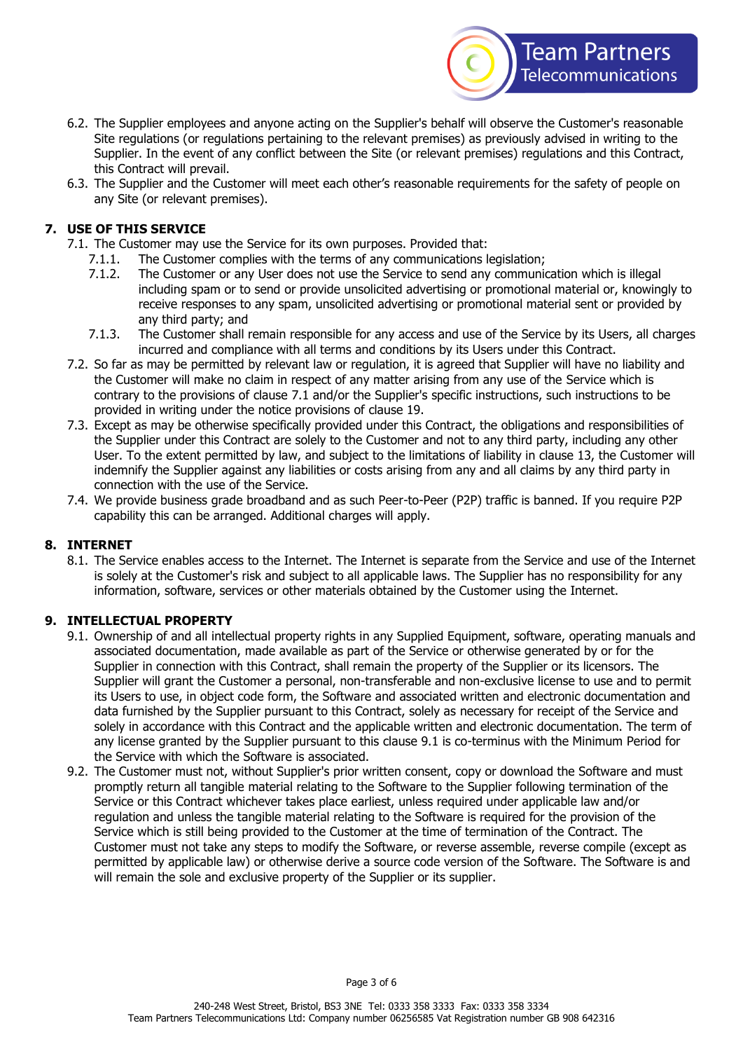6.2. The Supplier employees and anyone acting on the Supplier's behalf will observe the Customer's reasonable Site regulations (or regulations pertaining to the relevant premises) as previously advised in writing to the Supplier. In the event of any conflict between the Site (or relevant premises) regulations and this Contract, this Contract will prevail.

6.3. The Supplier and the Customer will meet each other's reasonable requirements for the safety of people on any Site (or relevant premises).

## 7. USE OF THIS SERVICE

7.1. The Customer may use the Service for its own purposes. Provided that:

7.1.1. The Customer complies with the terms of any communications legislation;

7.1.2. The Customer or any User does not use the Service to send any communication which is illegal including spam or to send or provide unsolicited advertising or promotional material or, knowingly to receive responses to any spam, unsolicited advertising or promotional material sent or provided by any third party; and

7.1.3. The Customer shall remain responsible for any access and use of the Service by its Users, all charges incurred and compliance with all terms and conditions by its Users under this Contract.

7.2. So far as may be permitted by relevant law or regulation, it is agreed that Supplier will have no liability and the Customer will make no claim in respect of any matter arising from any use of the Service which is contrary to the provisions of clause 7.1 and/or the Supplier's specific instructions, such instructions to be provided in writing under the notice provisions of clause 19.

7.3. Except as may be otherwise specifically provided under this Contract, the obligations and responsibilities of the Supplier under this Contract are solely to the Customer and not to any third party, including any other User. To the extent permitted by law, and subject to the limitations of liability in clause 13, the Customer will indemnify the Supplier against any liabilities or costs arising from any and all claims by any third party in connection with the use of the Service.

7.4. We provide business grade broadband and as such Peer-to-Peer (P2P) traffic is banned. If you require P2P capability this can be arranged. Additional charges will apply.

## 8. INTERNET

8.1. The Service enables access to the Internet. The Internet is separate from the Service and use of the Internet is solely at the Customer's risk and subject to all applicable laws. The Supplier has no responsibility for any information, software, services or other materials obtained by the Customer using the Internet.

## 9. INTELLECTUAL PROPERTY

9.1. Ownership of and all intellectual property rights in any Supplied Equipment, software, operating manuals and associated documentation, made available as part of the Service or otherwise generated by or for the Supplier in connection with this Contract, shall remain the property of the Supplier or its licensors. The Supplier will grant the Customer a personal, non-transferable and non-exclusive license to use and to permit its Users to use, in object code form, the Software and associated written and electronic documentation and data furnished by the Supplier pursuant to this Contract, solely as necessary for receipt of the Service and solely in accordance with this Contract and the applicable written and electronic documentation. The term of any license granted by the Supplier pursuant to this clause 9.1 is co-terminus with the Minimum Period for the Service with which the Software is associated.

9.2. The Customer must not, without Supplier's prior written consent, copy or download the Software and must promptly return all tangible material relating to the Software to the Supplier following termination of the Service or this Contract whichever takes place earliest, unless required under applicable law and/or regulation and unless the tangible material relating to the Software is required for the provision of the Service which is still being provided to the Customer at the time of termination of the Contract. The Customer must not take any steps to modify the Software, or reverse assemble, reverse compile (except as permitted by applicable law) or otherwise derive a source code version of the Software. The Software is and will remain the sole and exclusive property of the Supplier or its supplier.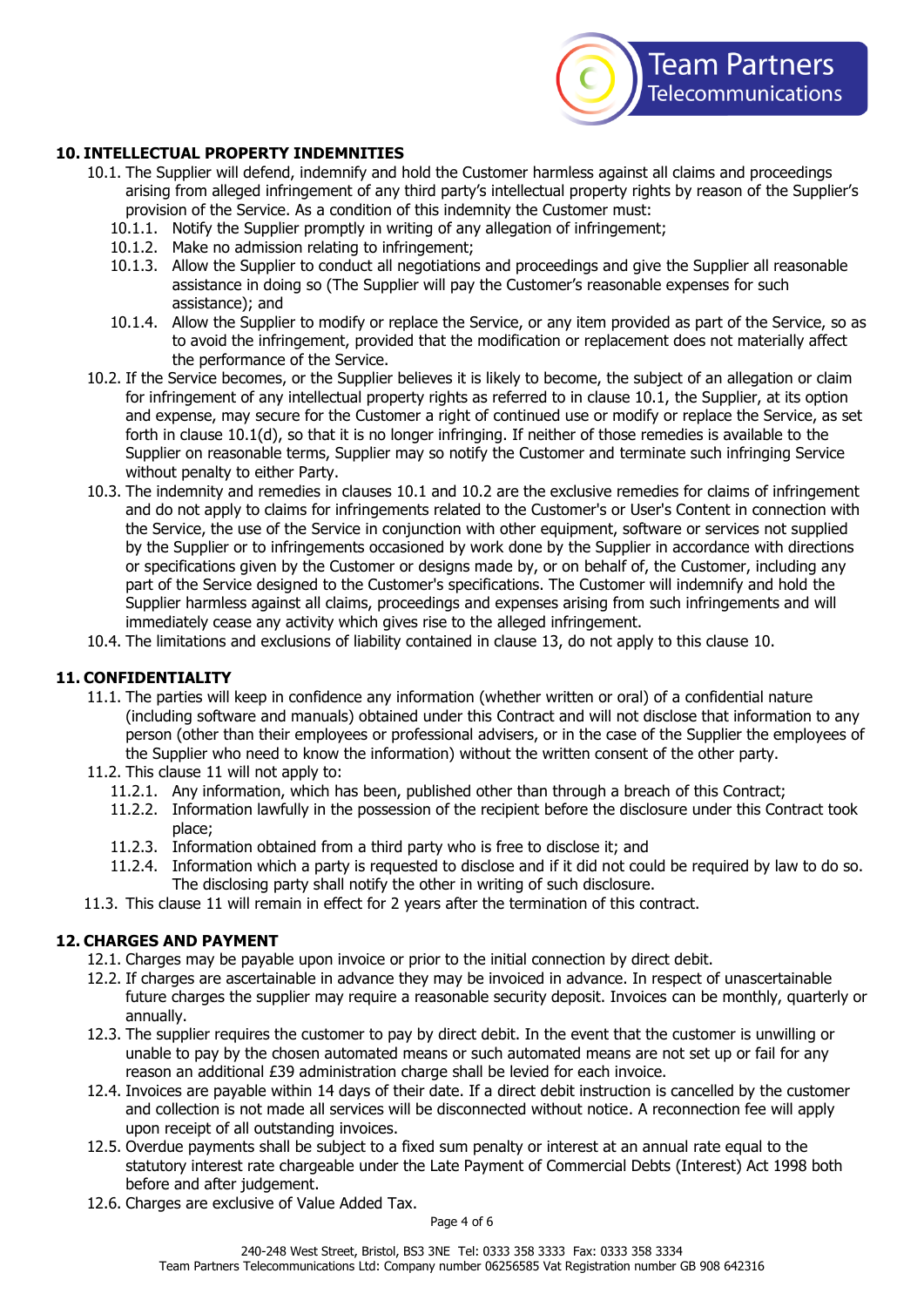## 10. INTELLECTUAL PROPERTY INDEMNITIES

10.1. The Supplier will defend, indemnify and hold the Customer harmless against all claims and proceedings arising from alleged infringement of any third party's intellectual property rights by reason of the Supplier's provision of the Service. As a condition of this indemnity the Customer must:

- 10.1.1. Notify the Supplier promptly in writing of any allegation of infringement;
- 10.1.2. Make no admission relating to infringement;
- 10.1.3. Allow the Supplier to conduct all negotiations and proceedings and give the Supplier all reasonable assistance in doing so (The Supplier will pay the Customer's reasonable expenses for such assistance); and
- 10.1.4. Allow the Supplier to modify or replace the Service, or any item provided as part of the Service, so as to avoid the infringement, provided that the modification or replacement does not materially affect the performance of the Service.

10.2. If the Service becomes, or the Supplier believes it is likely to become, the subject of an allegation or claim for infringement of any intellectual property rights as referred to in clause 10.1, the Supplier, at its option and expense, may secure for the Customer a right of continued use or modify or replace the Service, as set forth in clause 10.1(d), so that it is no longer infringing. If neither of those remedies is available to the Supplier on reasonable terms, Supplier may so notify the Customer and terminate such infringing Service without penalty to either Party.

10.3. The indemnity and remedies in clauses 10.1 and 10.2 are the exclusive remedies for claims of infringement and do not apply to claims for infringements related to the Customer's or User's Content in connection with the Service, the use of the Service in conjunction with other equipment, software or services not supplied by the Supplier or to infringements occasioned by work done by the Supplier in accordance with directions or specifications given by the Customer or designs made by, or on behalf of, the Customer, including any part of the Service designed to the Customer's specifications. The Customer will indemnify and hold the Supplier harmless against all claims, proceedings and expenses arising from such infringements and will immediately cease any activity which gives rise to the alleged infringement.

10.4. The limitations and exclusions of liability contained in clause 13, do not apply to this clause 10.

## 11. CONFIDENTIALITY

11.1. The parties will keep in confidence any information (whether written or oral) of a confidential nature (including software and manuals) obtained under this Contract and will not disclose that information to any person (other than their employees or professional advisers, or in the case of the Supplier the employees of the Supplier who need to know the information) without the written consent of the other party.

11.2. This clause 11 will not apply to:

- 11.2.1. Any information, which has been, published other than through a breach of this Contract;
- 11.2.2. Information lawfully in the possession of the recipient before the disclosure under this Contract took place;
- 11.2.3. Information obtained from a third party who is free to disclose it; and
- 11.2.4. Information which a party is requested to disclose and if it did not could be required by law to do so. The disclosing party shall notify the other in writing of such disclosure.

11.3. This clause 11 will remain in effect for 2 years after the termination of this contract.

## 12. CHARGES AND PAYMENT

12.1. Charges may be payable upon invoice or prior to the initial connection by direct debit.

12.2. If charges are ascertainable in advance they may be invoiced in advance. In respect of unascertainable future charges the supplier may require a reasonable security deposit. Invoices can be monthly, quarterly or annually.

12.3. The supplier requires the customer to pay by direct debit. In the event that the customer is unwilling or unable to pay by the chosen automated means or such automated means are not set up or fail for any reason an additional £39 administration charge shall be levied for each invoice.

12.4. Invoices are payable within 14 days of their date. If a direct debit instruction is cancelled by the customer and collection is not made all services will be disconnected without notice. A reconnection fee will apply upon receipt of all outstanding invoices.

12.5. Overdue payments shall be subject to a fixed sum penalty or interest at an annual rate equal to the statutory interest rate chargeable under the Late Payment of Commercial Debts (Interest) Act 1998 both before and after judgement.

12.6. Charges are exclusive of Value Added Tax.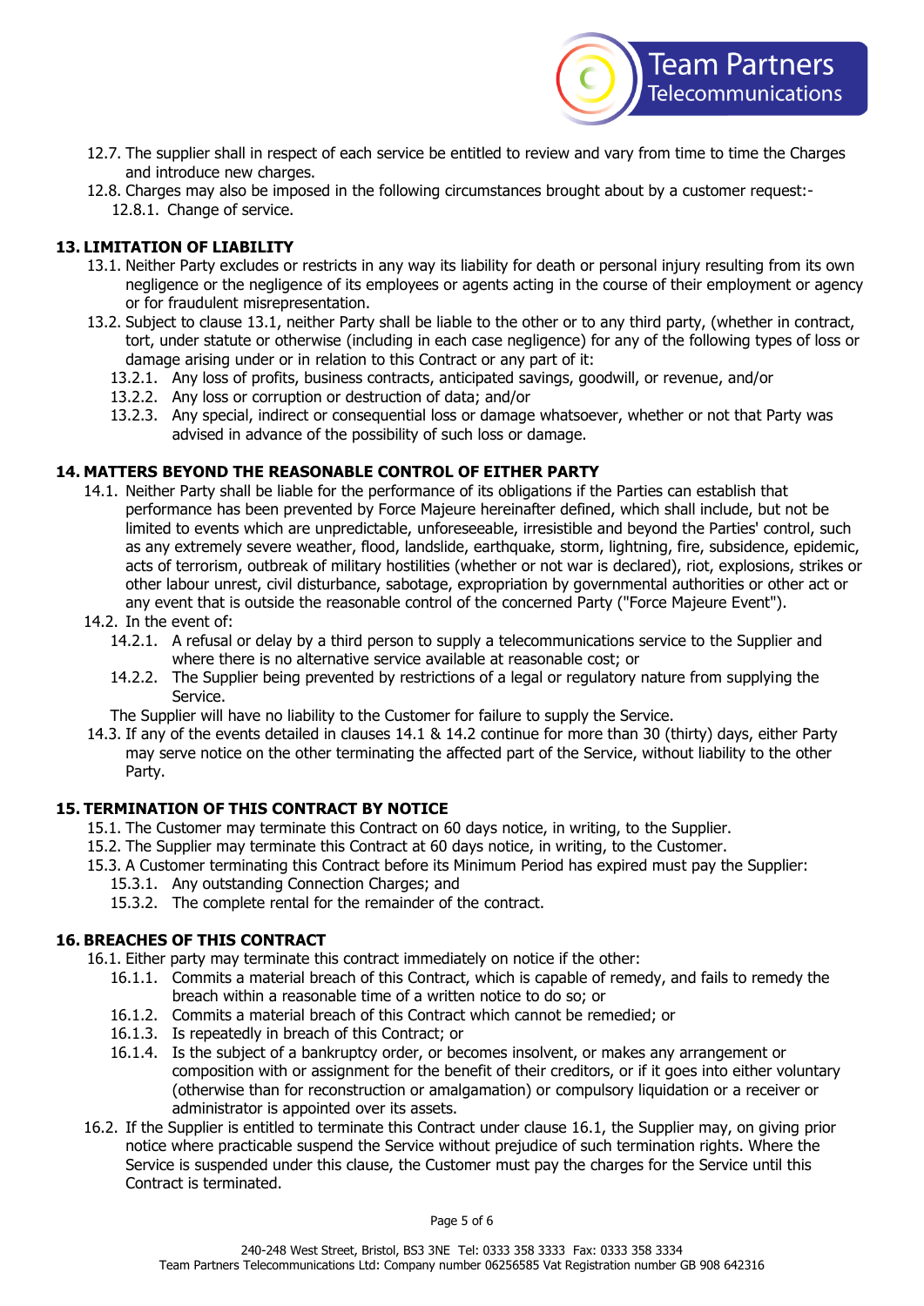12.7. The supplier shall in respect of each service be entitled to review and vary from time to time the Charges and introduce new charges.

12.8. Charges may also be imposed in the following circumstances brought about by a customer request:-

12.8.1. Change of service.

## 13. LIMITATION OF LIABILITY

13.1. Neither Party excludes or restricts in any way its liability for death or personal injury resulting from its own negligence or the negligence of its employees or agents acting in the course of their employment or agency or for fraudulent misrepresentation.

13.2. Subject to clause 13.1, neither Party shall be liable to the other or to any third party, (whether in contract, tort, under statute or otherwise (including in each case negligence) for any of the following types of loss or damage arising under or in relation to this Contract or any part of it:

13.2.1. Any loss of profits, business contracts, anticipated savings, goodwill, or revenue, and/or

13.2.2. Any loss or corruption or destruction of data; and/or

13.2.3. Any special, indirect or consequential loss or damage whatsoever, whether or not that Party was advised in advance of the possibility of such loss or damage.

## 14. MATTERS BEYOND THE REASONABLE CONTROL OF EITHER PARTY

14.1. Neither Party shall be liable for the performance of its obligations if the Parties can establish that performance has been prevented by Force Majeure hereinafter defined, which shall include, but not be limited to events which are unpredictable, unforeseeable, irresistible and beyond the Parties' control, such as any extremely severe weather, flood, landslide, earthquake, storm, lightning, fire, subsidence, epidemic, acts of terrorism, outbreak of military hostilities (whether or not war is declared), riot, explosions, strikes or other labour unrest, civil disturbance, sabotage, expropriation by governmental authorities or other act or any event that is outside the reasonable control of the concerned Party ("Force Majeure Event").

14.2. In the event of:

14.2.1. A refusal or delay by a third person to supply a telecommunications service to the Supplier and where there is no alternative service available at reasonable cost; or

14.2.2. The Supplier being prevented by restrictions of a legal or regulatory nature from supplying the Service.

The Supplier will have no liability to the Customer for failure to supply the Service.

14.3. If any of the events detailed in clauses 14.1 & 14.2 continue for more than 30 (thirty) days, either Party may serve notice on the other terminating the affected part of the Service, without liability to the other Party.

## 15. TERMINATION OF THIS CONTRACT BY NOTICE

15.1. The Customer may terminate this Contract on 60 days notice, in writing, to the Supplier.

15.2. The Supplier may terminate this Contract at 60 days notice, in writing, to the Customer.

15.3. A Customer terminating this Contract before its Minimum Period has expired must pay the Supplier:

15.3.1. Any outstanding Connection Charges; and

15.3.2. The complete rental for the remainder of the contract.

## 16. BREACHES OF THIS CONTRACT

16.1. Either party may terminate this contract immediately on notice if the other:

16.1.1. Commits a material breach of this Contract, which is capable of remedy, and fails to remedy the breach within a reasonable time of a written notice to do so; or

16.1.2. Commits a material breach of this Contract which cannot be remedied; or

16.1.3. Is repeatedly in breach of this Contract; or

16.1.4. Is the subject of a bankruptcy order, or becomes insolvent, or makes any arrangement or composition with or assignment for the benefit of their creditors, or if it goes into either voluntary (otherwise than for reconstruction or amalgamation) or compulsory liquidation or a receiver or administrator is appointed over its assets.

16.2. If the Supplier is entitled to terminate this Contract under clause 16.1, the Supplier may, on giving prior notice where practicable suspend the Service without prejudice of such termination rights. Where the Service is suspended under this clause, the Customer must pay the charges for the Service until this Contract is terminated.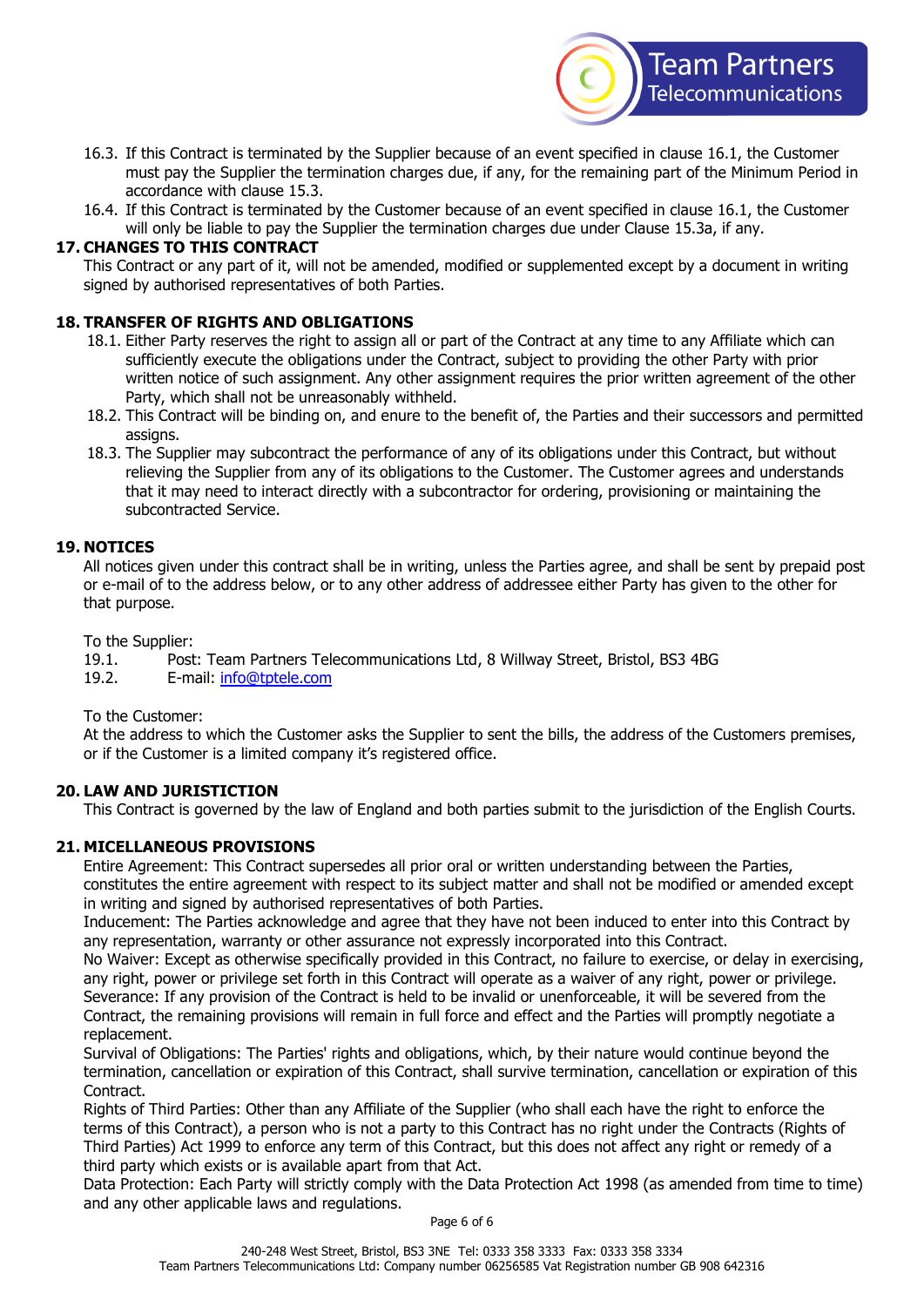16.3. If this Contract is terminated by the Supplier because of an event specified in clause 16.1, the Customer must pay the Supplier the termination charges due, if any, for the remaining part of the Minimum Period in accordance with clause 15.3.

16.4. If this Contract is terminated by the Customer because of an event specified in clause 16.1, the Customer will only be liable to pay the Supplier the termination charges due under Clause 15.3a, if any.

## 17. CHANGES TO THIS CONTRACT

This Contract or any part of it, will not be amended, modified or supplemented except by a document in writing signed by authorised representatives of both Parties.

## 18. TRANSFER OF RIGHTS AND OBLIGATIONS

18.1. Either Party reserves the right to assign all or part of the Contract at any time to any Affiliate which can sufficiently execute the obligations under the Contract, subject to providing the other Party with prior written notice of such assignment. Any other assignment requires the prior written agreement of the other Party, which shall not be unreasonably withheld.

18.2. This Contract will be binding on, and enure to the benefit of, the Parties and their successors and permitted assigns.

18.3. The Supplier may subcontract the performance of any of its obligations under this Contract, but without relieving the Supplier from any of its obligations to the Customer. The Customer agrees and understands that it may need to interact directly with a subcontractor for ordering, provisioning or maintaining the subcontracted Service.

## 19. NOTICES

All notices given under this contract shall be in writing, unless the Parties agree, and shall be sent by prepaid post or e-mail of to the address below, or to any other address of addressee either Party has given to the other for that purpose.

To the Supplier:

19.1. Post: Team Partners Telecommunications Ltd, 8 Willway Street, Bristol, BS3 4BG

19.2. E-mail: info@tptele.com

To the Customer:

At the address to which the Customer asks the Supplier to sent the bills, the address of the Customers premises, or if the Customer is a limited company it's registered office.

## 20. LAW AND JURISTICTION

This Contract is governed by the law of England and both parties submit to the jurisdiction of the English Courts.

## 21. MICELLANEOUS PROVISIONS

Entire Agreement: This Contract supersedes all prior oral or written understanding between the Parties, constitutes the entire agreement with respect to its subject matter and shall not be modified or amended except in writing and signed by authorised representatives of both Parties.

Inducement: The Parties acknowledge and agree that they have not been induced to enter into this Contract by any representation, warranty or other assurance not expressly incorporated into this Contract.

No Waiver: Except as otherwise specifically provided in this Contract, no failure to exercise, or delay in exercising, any right, power or privilege set forth in this Contract will operate as a waiver of any right, power or privilege.

Severance: If any provision of the Contract is held to be invalid or unenforceable, it will be severed from the Contract, the remaining provisions will remain in full force and effect and the Parties will promptly negotiate a replacement.

Survival of Obligations: The Parties' rights and obligations, which, by their nature would continue beyond the termination, cancellation or expiration of this Contract, shall survive termination, cancellation or expiration of this Contract.

Rights of Third Parties: Other than any Affiliate of the Supplier (who shall each have the right to enforce the terms of this Contract), a person who is not a party to this Contract has no right under the Contracts (Rights of Third Parties) Act 1999 to enforce any term of this Contract, but this does not affect any right or remedy of a third party which exists or is available apart from that Act.

Data Protection: Each Party will strictly comply with the Data Protection Act 1998 (as amended from time to time) and any other applicable laws and regulations.